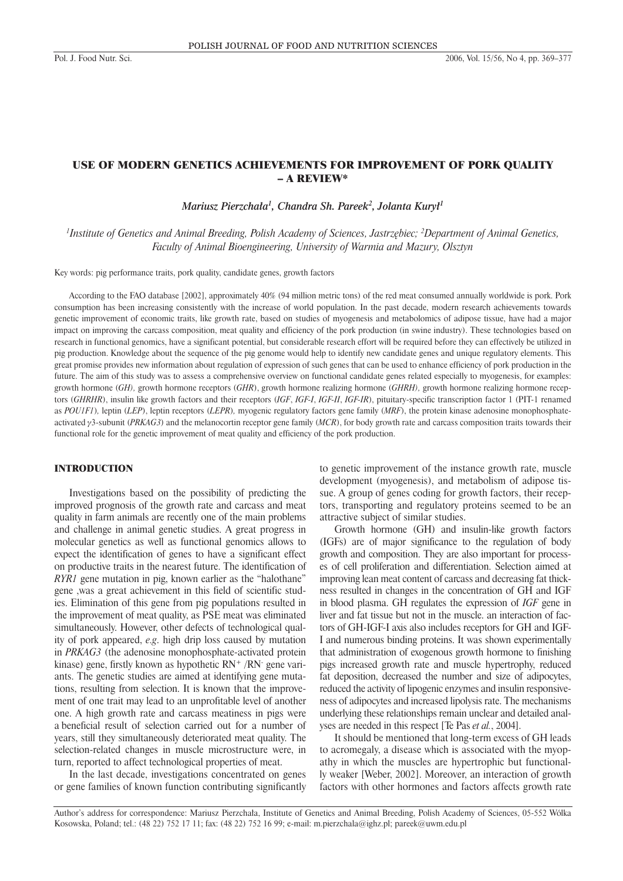# USE OF MODERN GENETICS ACHIEVEMENTS FOR IMPROVEMENT OF PORK QUALITY – A REVIEW*

*Mariusz Pierzchała[1], Chandra Sh. Pareek[2], Jolanta Kuryl[1]*

[1]*Institute of Genetics and Animal Breeding, Polish Academy of Sciences, Jastrzębiec;* [2]*Department of Animal Genetics, Faculty of Animal Bioengineering, University of Warmia and Mazury, Olsztyn*

Key words: pig performance traits, pork quality, candidate genes, growth factors

According to the FAO database [2002], approximately 40% (94 million metric tons) of the red meat consumed annually worldwide is pork. Pork consumption has been increasing consistently with the increase of world population. In the past decade, modern research achievements towards genetic improvement of economic traits, like growth rate, based on studies of myogenesis and metabolomics of adipose tissue, have had a major impact on improving the carcass composition, meat quality and efficiency of the pork production (in swine industry). These technologies based on research in functional genomics, have a significant potential, but considerable research effort will be required before they can effectively be utilized in pig production. Knowledge about the sequence of the pig genome would help to identify new candidate genes and unique regulatory elements. This great promise provides new information about regulation of expression of such genes that can be used to enhance efficiency of pork production in the future. The aim of this study was to assess a comprehensive overview on functional candidate genes related especially to myogenesis, for examples: growth hormone (*GH),* growth hormone receptors (*GHR*), growth hormone realizing hormone (*GHRH),* growth hormone realizing hormone receptors (*GHRHR*), insulin like growth factors and their receptors (*IGF*, *IGF-I*, *IGF-II*, *IGF-IR*), pituitary-specific transcription factor 1 (PIT-1 renamed as *POU1F1),* leptin (*LEP*), leptin receptors (*LEPR*)*,* myogenic regulatory factors gene family (*MRF*), the protein kinase adenosine monophosphate-activated γ3-subunit (*PRKAG3*) and the melanocortin receptor gene family (*MCR*), for body growth rate and carcass composition traits towards their functional role for the genetic improvement of meat quality and efficiency of the pork production.

## INTRODUCTION

Investigations based on the possibility of predicting the improved prognosis of the growth rate and carcass and meat quality in farm animals are recently one of the main problems and challenge in animal genetic studies. A great progress in molecular genetics as well as functional genomics allows to expect the identification of genes to have a significant effect on productive traits in the nearest future. The identification of *RYR1* gene mutation in pig, known earlier as the "halothane" gene ,was a great achievement in this field of scientific studies. Elimination of this gene from pig populations resulted in the improvement of meat quality, as PSE meat was eliminated simultaneously. However, other defects of technological quality of pork appeared, *e.g*. high drip loss caused by mutation in *PRKAG3* (the adenosine monophosphate-activated protein kinase) gene, firstly known as hypothetic $RN^{+}$ /$RN^{-}$ gene variants. The genetic studies are aimed at identifying gene mutations, resulting from selection. It is known that the improvement of one trait may lead to an unprofitable level of another one. A high growth rate and carcass meatiness in pigs were a beneficial result of selection carried out for a number of years, still they simultaneously deteriorated meat quality. The selection-related changes in muscle microstructure were, in turn, reported to affect technological properties of meat.

In the last decade, investigations concentrated on genes or gene families of known function contributing significantly to genetic improvement of the instance growth rate, muscle development (myogenesis), and metabolism of adipose tissue. A group of genes coding for growth factors, their receptors, transporting and regulatory proteins seemed to be an attractive subject of similar studies.

Growth hormone (GH) and insulin-like growth factors (IGFs) are of major significance to the regulation of body growth and composition. They are also important for processes of cell proliferation and differentiation. Selection aimed at improving lean meat content of carcass and decreasing fat thickness resulted in changes in the concentration of GH and IGF in blood plasma. GH regulates the expression of *IGF* gene in liver and fat tissue but not in the muscle. an interaction of factors of GH-IGF-I axis also includes receptors for GH and IGF-I and numerous binding proteins. It was shown experimentally that administration of exogenous growth hormone to finishing pigs increased growth rate and muscle hypertrophy, reduced fat deposition, decreased the number and size of adipocytes, reduced the activity of lipogenic enzymes and insulin responsiveness of adipocytes and increased lipolysis rate. The mechanisms underlying these relationships remain unclear and detailed analyses are needed in this respect [Te Pas *et al.*, 2004].

It should be mentioned that long-term excess of GH leads to acromegaly, a disease which is associated with the myopathy in which the muscles are hypertrophic but functionally weaker [Weber, 2002]. Moreover, an interaction of growth factors with other hormones and factors affects growth rate

Author's address for correspondence: Mariusz Pierzchała, Institute of Genetics and Animal Breeding, Polish Academy of Sciences, 05-552 Wólka Kosowska, Poland; tel.: (48 22) 752 17 11; fax: (48 22) 752 16 99; e-mail: m.pierzchala@ighz.pl; pareek@uwm.edu.pl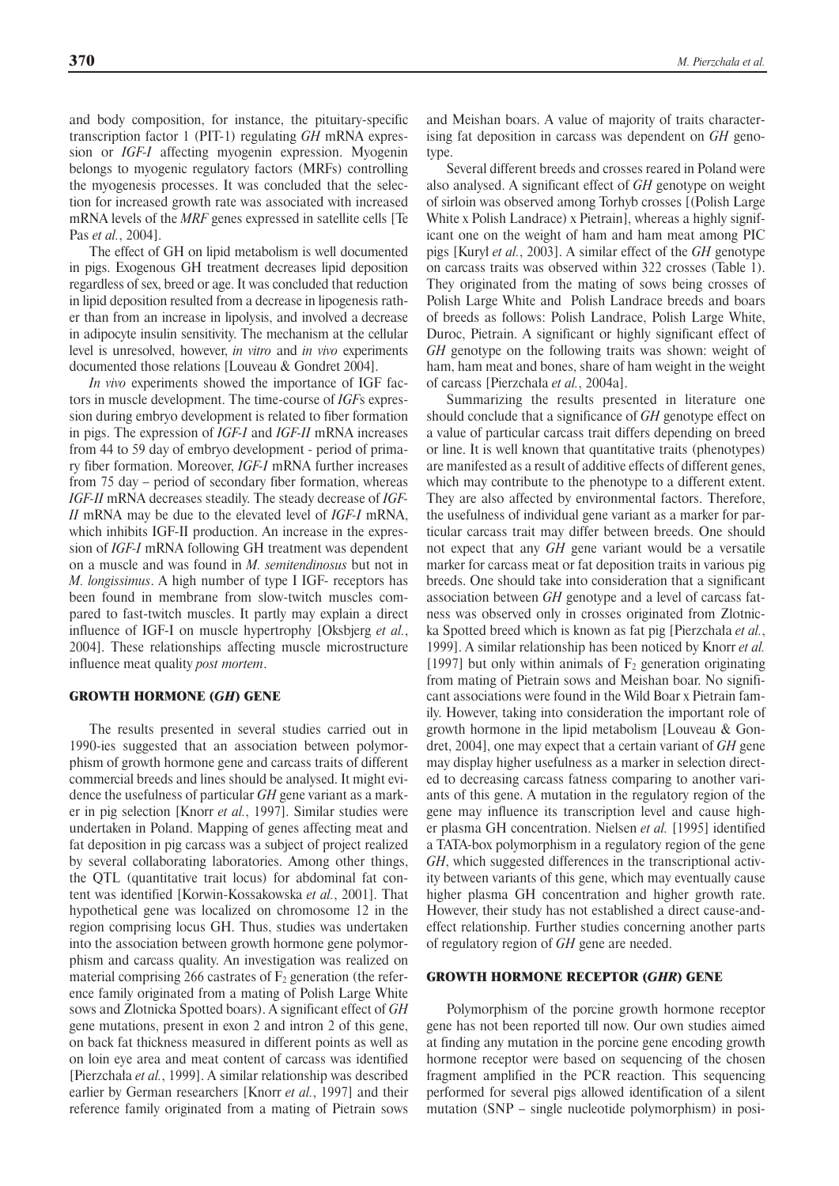and body composition, for instance, the pituitary-specific transcription factor 1 (PIT-1) regulating *GH* mRNA expression or *IGF-I* affecting myogenin expression. Myogenin belongs to myogenic regulatory factors (MRFs) controlling the myogenesis processes. It was concluded that the selection for increased growth rate was associated with increased mRNA levels of the *MRF* genes expressed in satellite cells [Te Pas *et al.*, 2004].

The effect of GH on lipid metabolism is well documented in pigs. Exogenous GH treatment decreases lipid deposition regardless of sex, breed or age. It was concluded that reduction in lipid deposition resulted from a decrease in lipogenesis rather than from an increase in lipolysis, and involved a decrease in adipocyte insulin sensitivity. The mechanism at the cellular level is unresolved, however, *in vitro* and *in vivo* experiments documented those relations [Louveau & Gondret 2004].

*In vivo* experiments showed the importance of IGF factors in muscle development. The time-course of *IGF*s expression during embryo development is related to fiber formation in pigs. The expression of *IGF-I* and *IGF-II* mRNA increases from 44 to 59 day of embryo development - period of primary fiber formation. Moreover, *IGF-I* mRNA further increases from 75 day – period of secondary fiber formation, whereas *IGF-II* mRNA decreases steadily. The steady decrease of *IGF-II* mRNA may be due to the elevated level of *IGF-I* mRNA, which inhibits IGF-II production. An increase in the expression of *IGF-I* mRNA following GH treatment was dependent on a muscle and was found in *M. semitendinosus* but not in *M. longissimus*. A high number of type I IGF- receptors has been found in membrane from slow-twitch muscles compared to fast-twitch muscles. It partly may explain a direct influence of IGF-I on muscle hypertrophy [Oksbjerg *et al.*, 2004]. These relationships affecting muscle microstructure influence meat quality *post mortem*.

## GROWTH HORMONE (*GH*) GENE

The results presented in several studies carried out in 1990-ies suggested that an association between polymorphism of growth hormone gene and carcass traits of different commercial breeds and lines should be analysed. It might evidence the usefulness of particular *GH* gene variant as a marker in pig selection [Knorr *et al.*, 1997]. Similar studies were undertaken in Poland. Mapping of genes affecting meat and fat deposition in pig carcass was a subject of project realized by several collaborating laboratories. Among other things, the QTL (quantitative trait locus) for abdominal fat content was identified [Korwin-Kossakowska *et al.*, 2001]. That hypothetical gene was localized on chromosome 12 in the region comprising locus GH. Thus, studies was undertaken into the association between growth hormone gene polymorphism and carcass quality. An investigation was realized on material comprising 266 castrates of $F_2$ generation (the reference family originated from a mating of Polish Large White sows and Zlotnicka Spotted boars). A significant effect of *GH* gene mutations, present in exon 2 and intron 2 of this gene, on back fat thickness measured in different points as well as on loin eye area and meat content of carcass was identified [Pierzchała *et al.*, 1999]. A similar relationship was described earlier by German researchers [Knorr *et al.*, 1997] and their reference family originated from a mating of Pietrain sows and Meishan boars. A value of majority of traits characterising fat deposition in carcass was dependent on *GH* genotype.

Several different breeds and crosses reared in Poland were also analysed. A significant effect of *GH* genotype on weight of sirloin was observed among Torhyb crosses [(Polish Large White x Polish Landrace) x Pietrain], whereas a highly significant one on the weight of ham and ham meat among PIC pigs [Kuryl *et al.*, 2003]. A similar effect of the *GH* genotype on carcass traits was observed within 322 crosses (Table 1). They originated from the mating of sows being crosses of Polish Large White and Polish Landrace breeds and boars of breeds as follows: Polish Landrace, Polish Large White, Duroc, Pietrain. A significant or highly significant effect of *GH* genotype on the following traits was shown: weight of ham, ham meat and bones, share of ham weight in the weight of carcass [Pierzchała *et al.*, 2004a].

Summarizing the results presented in literature one should conclude that a significance of *GH* genotype effect on a value of particular carcass trait differs depending on breed or line. It is well known that quantitative traits (phenotypes) are manifested as a result of additive effects of different genes, which may contribute to the phenotype to a different extent. They are also affected by environmental factors. Therefore, the usefulness of individual gene variant as a marker for particular carcass trait may differ between breeds. One should not expect that any *GH* gene variant would be a versatile marker for carcass meat or fat deposition traits in various pig breeds. One should take into consideration that a significant association between *GH* genotype and a level of carcass fatness was observed only in crosses originated from Zlotnicka Spotted breed which is known as fat pig [Pierzchała *et al.*, 1999]. A similar relationship has been noticed by Knorr *et al.* [1997] but only within animals of $F_2$ generation originating from mating of Pietrain sows and Meishan boar. No significant associations were found in the Wild Boar x Pietrain family. However, taking into consideration the important role of growth hormone in the lipid metabolism [Louveau & Gondret, 2004], one may expect that a certain variant of *GH* gene may display higher usefulness as a marker in selection directed to decreasing carcass fatness comparing to another variants of this gene. A mutation in the regulatory region of the gene may influence its transcription level and cause higher plasma GH concentration. Nielsen *et al.* [1995] identified a TATA-box polymorphism in a regulatory region of the gene *GH*, which suggested differences in the transcriptional activity between variants of this gene, which may eventually cause higher plasma GH concentration and higher growth rate. However, their study has not established a direct cause-and-effect relationship. Further studies concerning another parts of regulatory region of *GH* gene are needed.

## GROWTH HORMONE RECEPTOR (*GHR*) GENE

Polymorphism of the porcine growth hormone receptor gene has not been reported till now. Our own studies aimed at finding any mutation in the porcine gene encoding growth hormone receptor were based on sequencing of the chosen fragment amplified in the PCR reaction. This sequencing performed for several pigs allowed identification of a silent mutation (SNP – single nucleotide polymorphism) in posi-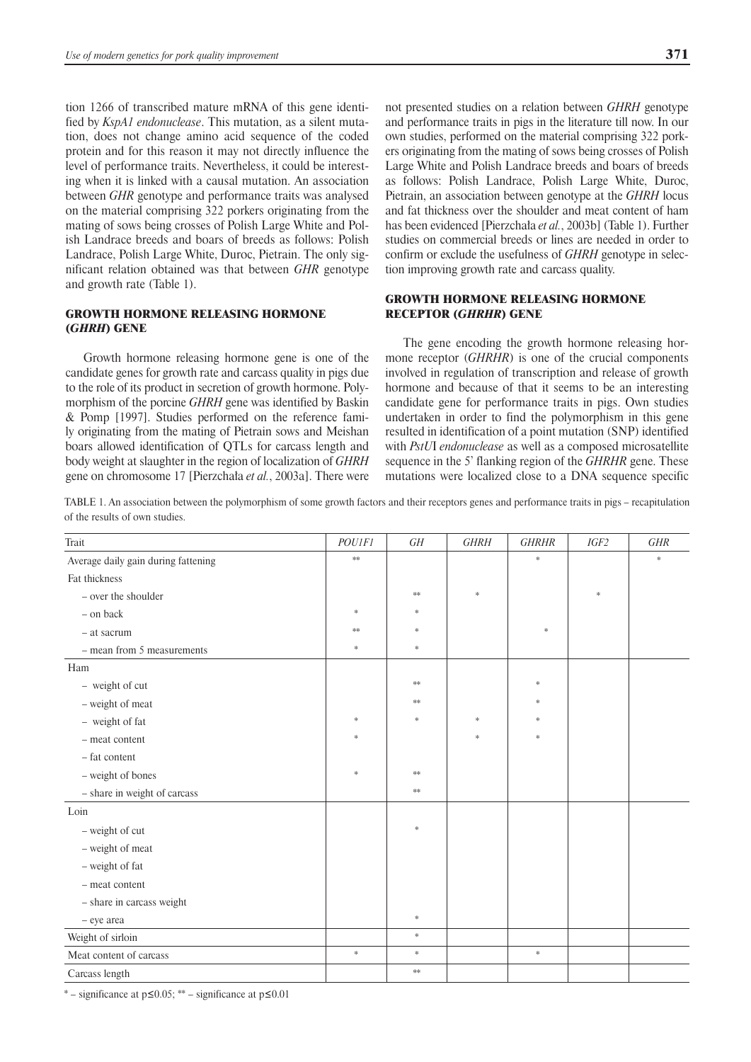tion 1266 of transcribed mature mRNA of this gene identified by *KspA1 endonuclease*. This mutation, as a silent mutation, does not change amino acid sequence of the coded protein and for this reason it may not directly influence the level of performance traits. Nevertheless, it could be interesting when it is linked with a causal mutation. An association between *GHR* genotype and performance traits was analysed on the material comprising 322 porkers originating from the mating of sows being crosses of Polish Large White and Polish Landrace breeds and boars of breeds as follows: Polish Landrace, Polish Large White, Duroc, Pietrain. The only significant relation obtained was that between *GHR* genotype and growth rate (Table 1).

## GROWTH HORMONE RELEASING HORMONE (*GHRH*) GENE

Growth hormone releasing hormone gene is one of the candidate genes for growth rate and carcass quality in pigs due to the role of its product in secretion of growth hormone. Polymorphism of the porcine *GHRH* gene was identified by Baskin & Pomp [1997]. Studies performed on the reference family originating from the mating of Pietrain sows and Meishan boars allowed identification of QTLs for carcass length and body weight at slaughter in the region of localization of *GHRH* gene on chromosome 17 [Pierzchała *et al.*, 2003a]. There were not presented studies on a relation between *GHRH* genotype and performance traits in pigs in the literature till now. In our own studies, performed on the material comprising 322 porkers originating from the mating of sows being crosses of Polish Large White and Polish Landrace breeds and boars of breeds as follows: Polish Landrace, Polish Large White, Duroc, Pietrain, an association between genotype at the *GHRH* locus and fat thickness over the shoulder and meat content of ham has been evidenced [Pierzchała *et al.*, 2003b] (Table 1). Further studies on commercial breeds or lines are needed in order to confirm or exclude the usefulness of *GHRH* genotype in selection improving growth rate and carcass quality.

## GROWTH HORMONE RELEASING HORMONE RECEPTOR (*GHRHR*) GENE

The gene encoding the growth hormone releasing hormone receptor (*GHRHR*) is one of the crucial components involved in regulation of transcription and release of growth hormone and because of that it seems to be an interesting candidate gene for performance traits in pigs. Own studies undertaken in order to find the polymorphism in this gene resulted in identification of a point mutation (SNP) identified with *PstU*I *endonuclease* as well as a composed microsatellite sequence in the 5' flanking region of the *GHRHR* gene. These mutations were localized close to a DNA sequence specific

TABLE 1. An association between the polymorphism of some growth factors and their receptors genes and performance traits in pigs – recapitulation of the results of own studies.

| Trait | *POU1F1* | *GH* | *GHRH* | *GHRHR* | *IGF2* | *GHR* |
|---|---|---|---|---|---|---|
| Average daily gain during fattening | ** | | | * | | * |
| Fat thickness | | | | | | |
| – over the shoulder | | ** | * | | * | |
| – on back | * | * | | | | |
| – at sacrum | ** | * | | * | | |
| – mean from 5 measurements | * | * | | | | |
| Ham | | | | | | |
| – weight of cut | | ** | | * | | |
| – weight of meat | | ** | | * | | |
| – weight of fat | * | * | * | * | | |
| – meat content | * | | * | * | | |
| – fat content | | | | | | |
| – weight of bones | * | ** | | | | |
| – share in weight of carcass | | ** | | | | |
| Loin | | | | | | |
| – weight of cut | | * | | | | |
| – weight of meat | | | | | | |
| – weight of fat | | | | | | |
| – meat content | | | | | | |
| – share in carcass weight | | | | | | |
| – eye area | | * | | | | |
| Weight of sirloin | | * | | | | |
| Meat content of carcass | * | * | | * | | |
| Carcass length | | ** | | | | |

* – significance at $p \leq 0.05$; ** – significance at $p \leq 0.01$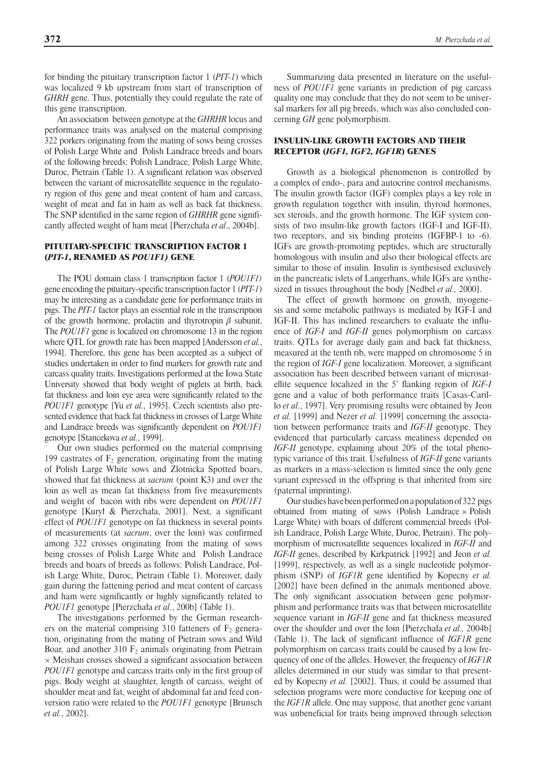for binding the pituitary transcription factor 1 (*PIT-1*) which was localized 9 kb upstream from start of transcription of *GHRH* gene. Thus, potentially they could regulate the rate of this gene transcription.

An association between genotype at the *GHRHR* locus and performance traits was analysed on the material comprising 322 porkers originating from the mating of sows being crosses of Polish Large White and Polish Landrace breeds and boars of the following breeds: Polish Landrace, Polish Large White, Duroc, Pietrain (Table 1). A significant relation was observed between the variant of microsatellite sequence in the regulatory region of this gene and meat content of ham and carcass, weight of meat and fat in ham as well as back fat thickness. The SNP identified in the same region of *GHRHR* gene significantly affected weight of ham meat [Pierzchała *et al*., 2004b].

## PITUITARY-SPECIFIC TRANSCRIPTION FACTOR 1 (*PIT-1*, RENAMED AS *POU1F1)* GENE

The POU domain class 1 transcription factor 1 (*POU1F1)* gene encoding the pituitary-specific transcription factor 1 (*PIT-1*) may be interesting as a candidate gene for performance traits in pigs. The *PIT-1* factor plays an essential role in the transcription of the growth hormone, prolactin and thyrotropin $\beta$ subunit. The *POU1F1* gene is localized on chromosome 13 in the region where QTL for growth rate has been mapped [Andersson *et al.*, 1994]. Therefore, this gene has been accepted as a subject of studies undertaken in order to find markers for growth rate and carcass quality traits. Investigations performed at the Iowa State University showed that body weight of piglets at birth, back fat thickness and loin eye area were significantly related to the *POU1F1* genotype [Yu *et al.*, 1995]. Czech scientists also presented evidence that back fat thickness in crosses of Large White and Landrace breeds was significantly dependent on *POU1F1* genotype [Stancekova *et al.*, 1999].

Our own studies performed on the material comprising 199 castrates of $F_2$ generation, originating from the mating of Polish Large White sows and Zlotnicka Spotted boars, showed that fat thickness at *sacrum* (point K3) and over the loin as well as mean fat thickness from five measurements and weight of bacon with ribs were dependent on *POU1F1* genotype [Kuryl & Pierzchała, 2001]. Next, a significant effect of *POU1F1* genotype on fat thickness in several points of measurements (at *sacrum*, over the loin) was confirmed among 322 crosses originating from the mating of sows being crosses of Polish Large White and Polish Landrace breeds and boars of breeds as follows: Polish Landrace, Polish Large White, Duroc, Pietrain (Table 1). Moreover, daily gain during the fattening period and meat content of carcass and ham were significantly or highly significantly related to *POU1F1* genotype [Pierzchała *et al.*, 200b] (Table 1).

The investigations performed by the German researchers on the material comprising 310 fatteners of $F_2$ generation, originating from the mating of Pietrain sows and Wild Boar, and another 310 $F_2$ animals originating from Pietrain × Meishan crosses showed a significant association between *POU1F1* genotype and carcass traits only in the first group of pigs. Body weight at slaughter, length of carcass, weight of shoulder meat and fat, weight of abdominal fat and feed conversion ratio were related to the *POU1F1* genotype [Brunsch *et al.*, 2002].

Summarizing data presented in literature on the usefulness of *POU1F1* gene variants in prediction of pig carcass quality one may conclude that they do not seem to be universal markers for all pig breeds, which was also concluded concerning *GH* gene polymorphism.

## INSULIN-LIKE GROWTH FACTORS AND THEIR RECEPTOR (*IGF1, IGF2, IGF1R*) GENES

Growth as a biological phenomenon is controlled by a complex of endo-, para and autocrine control mechanisms. The insulin growth factor (IGF) complex plays a key role in growth regulation together with insulin, thyroid hormones, sex steroids, and the growth hormone. The IGF system consists of two insulin-like growth factors (IGF-I and IGF-II), two receptors, and six binding proteins (IGFBP-1 to -6). IGFs are growth-promoting peptides, which are structurally homologous with insulin and also their biological effects are similar to those of insulin. Insulin is synthesised exclusively in the pancreatic islets of Langerhans, while IGFs are synthesized in tissues throughout the body [Nedbel *et al.,* 2000].

The effect of growth hormone on growth, myogenesis and some metabolic pathways is mediated by IGF-I and IGF-II. This has inclined researchers to evaluate the influence of *IGF-I* and *IGF-II* genes polymorphism on carcass traits. QTLs for average daily gain and back fat thickness, measured at the tenth rib, were mapped on chromosome 5 in the region of *IGF-I* gene localization. Moreover, a significant association has been described between variant of microsatellite sequence localized in the 5' flanking region of *IGF-I* gene and a value of both performance traits [Casas-Carillo *et al.*, 1997]. Very promising results were obtained by Jeon *et al.* [1999] and Nezer *et al.* [1999] concerning the association between performance traits and *IGF-II* genotype. They evidenced that particularly carcass meatiness depended on *IGF-II* genotype, explaining about 20% of the total phenotypic variance of this trait. Usefulness of *IGF-II* gene variants as markers in a mass-selection is limited since the only gene variant expressed in the offspring is that inherited from sire (paternal imprinting).

Our studies have been performed on a population of 322 pigs obtained from mating of sows (Polish Landrace × Polish Large White) with boars of different commercial breeds (Polish Landrace, Polish Large White, Duroc, Pietrain). The polymorphism of microsatellite sequences localized in *IGF-II* and *IGF-II* genes, described by Kirkpatrick [1992] and Jeon *et al.* [1999], respectively, as well as a single nucleotide polymorphism (SNP) of *IGF1R* gene identified by Kopecny *et al.* [2002] have been defined in the animals mentioned above. The only significant association between gene polymorphism and performance traits was that between microsatellite sequence variant in *IGF-II* gene and fat thickness measured over the shoulder and over the loin [Pierzchała *et al.,* 2004b] (Table 1). The lack of significant influence of *IGF1R* gene polymorphism on carcass traits could be caused by a low frequency of one of the alleles. However, the frequency of *IGF1R* alleles determined in our study was similar to that presented by Kopecny *et al.* [2002]. Thus, it could be assumed that selection programs were more conductive for keeping one of the *IGF1R* allele. One may suppose, that another gene variant was unbeneficial for traits being improved through selection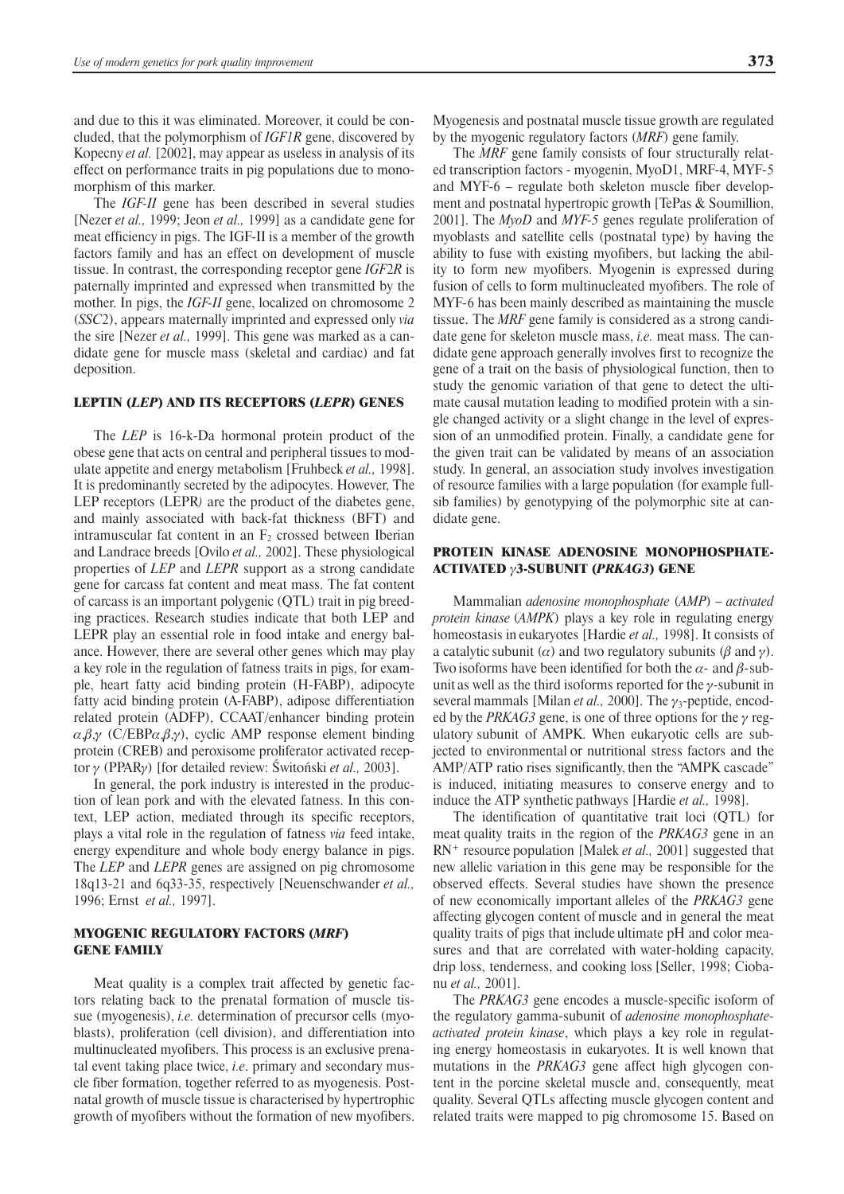and due to this it was eliminated. Moreover, it could be concluded, that the polymorphism of *IGF1R* gene, discovered by Kopecny *et al.* [2002], may appear as useless in analysis of its effect on performance traits in pig populations due to monomorphism of this marker.

The *IGF-II* gene has been described in several studies [Nezer *et al.,* 1999; Jeon *et al.,* 1999] as a candidate gene for meat efficiency in pigs. The IGF-II is a member of the growth factors family and has an effect on development of muscle tissue. In contrast, the corresponding receptor gene *IGF2R* is paternally imprinted and expressed when transmitted by the mother. In pigs, the *IGF-II* gene, localized on chromosome 2 (*SSC*2), appears maternally imprinted and expressed only *via* the sire [Nezer *et al.,* 1999]. This gene was marked as a candidate gene for muscle mass (skeletal and cardiac) and fat deposition.

## LEPTIN (*LEP*) AND ITS RECEPTORS (*LEPR*) GENES

The *LEP* is 16-k-Da hormonal protein product of the obese gene that acts on central and peripheral tissues to modulate appetite and energy metabolism [Fruhbeck *et al.,* 1998]. It is predominantly secreted by the adipocytes. However, The LEP receptors (LEPR*)* are the product of the diabetes gene, and mainly associated with back-fat thickness (BFT) and intramuscular fat content in an $F_2$ crossed between Iberian and Landrace breeds [Ovilo *et al.,* 2002]. These physiological properties of *LEP* and *LEPR* support as a strong candidate gene for carcass fat content and meat mass. The fat content of carcass is an important polygenic (QTL) trait in pig breeding practices. Research studies indicate that both LEP and LEPR play an essential role in food intake and energy balance. However, there are several other genes which may play a key role in the regulation of fatness traits in pigs, for example, heart fatty acid binding protein (H-FABP), adipocyte fatty acid binding protein (A-FABP), adipose differentiation related protein (ADFP), CCAAT/enhancer binding protein $\alpha,\beta,\gamma$ (C/EBP$\alpha,\beta,\gamma$), cyclic AMP response element binding protein (CREB) and peroxisome proliferator activated receptor $\gamma$ (PPAR$\gamma$) [for detailed review: Świtoński *et al.,* 2003].

In general, the pork industry is interested in the production of lean pork and with the elevated fatness. In this context, LEP action, mediated through its specific receptors, plays a vital role in the regulation of fatness *via* feed intake, energy expenditure and whole body energy balance in pigs. The *LEP* and *LEPR* genes are assigned on pig chromosome 18q13-21 and 6q33-35, respectively [Neuenschwander *et al.,* 1996; Ernst *et al.,* 1997].

## MYOGENIC REGULATORY FACTORS (*MRF*) GENE FAMILY

Meat quality is a complex trait affected by genetic factors relating back to the prenatal formation of muscle tissue (myogenesis), *i.e.* determination of precursor cells (myoblasts), proliferation (cell division), and differentiation into multinucleated myofibers. This process is an exclusive prenatal event taking place twice, *i.e*. primary and secondary muscle fiber formation, together referred to as myogenesis. Postnatal growth of muscle tissue is characterised by hypertrophic growth of myofibers without the formation of new myofibers. Myogenesis and postnatal muscle tissue growth are regulated by the myogenic regulatory factors (*MRF*) gene family.

The *MRF* gene family consists of four structurally related transcription factors - myogenin, MyoD1, MRF-4, MYF-5 and MYF-6 – regulate both skeleton muscle fiber development and postnatal hypertropic growth [TePas & Soumillion, 2001]. The *MyoD* and *MYF-5* genes regulate proliferation of myoblasts and satellite cells (postnatal type) by having the ability to fuse with existing myofibers, but lacking the ability to form new myofibers. Myogenin is expressed during fusion of cells to form multinucleated myofibers. The role of MYF-6 has been mainly described as maintaining the muscle tissue. The *MRF* gene family is considered as a strong candidate gene for skeleton muscle mass, *i.e.* meat mass. The candidate gene approach generally involves first to recognize the gene of a trait on the basis of physiological function, then to study the genomic variation of that gene to detect the ultimate causal mutation leading to modified protein with a single changed activity or a slight change in the level of expression of an unmodified protein. Finally, a candidate gene for the given trait can be validated by means of an association study. In general, an association study involves investigation of resource families with a large population (for example fullsib families) by genotypying of the polymorphic site at candidate gene.

## PROTEIN KINASE ADENOSINE MONOPHOSPHATE-ACTIVATED $\gamma$3-SUBUNIT (*PRKAG3*) GENE

Mammalian *adenosine monophosphate* (*AMP*) – *activated protein kinase* (*AMPK*) plays a key role in regulating energy homeostasis in eukaryotes [Hardie *et al.,* 1998]. It consists of a catalytic subunit ($\alpha$) and two regulatory subunits ($\beta$ and $\gamma$). Two isoforms have been identified for both the $\alpha$- and $\beta$-subunit as well as the third isoforms reported for the $\gamma$-subunit in several mammals [Milan *et al.,* 2000]. The $\gamma_3$-peptide, encoded by the *PRKAG3* gene, is one of three options for the $\gamma$ regulatory subunit of AMPK. When eukaryotic cells are subjected to environmental or nutritional stress factors and the AMP/ATP ratio rises significantly, then the "AMPK cascade" is induced, initiating measures to conserve energy and to induce the ATP synthetic pathways [Hardie *et al.,* 1998].

The identification of quantitative trait loci (QTL) for meat quality traits in the region of the *PRKAG3* gene in an $RN^+$ resource population [Malek *et al.,* 2001] suggested that new allelic variation in this gene may be responsible for the observed effects. Several studies have shown the presence of new economically important alleles of the *PRKAG3* gene affecting glycogen content of muscle and in general the meat quality traits of pigs that include ultimate pH and color measures and that are correlated with water-holding capacity, drip loss, tenderness, and cooking loss [Seller, 1998; Ciobanu *et al.,* 2001].

The *PRKAG3* gene encodes a muscle-specific isoform of the regulatory gamma-subunit of *adenosine monophosphate-activated protein kinase*, which plays a key role in regulating energy homeostasis in eukaryotes. It is well known that mutations in the *PRKAG3* gene affect high glycogen content in the porcine skeletal muscle and, consequently, meat quality. Several QTLs affecting muscle glycogen content and related traits were mapped to pig chromosome 15. Based on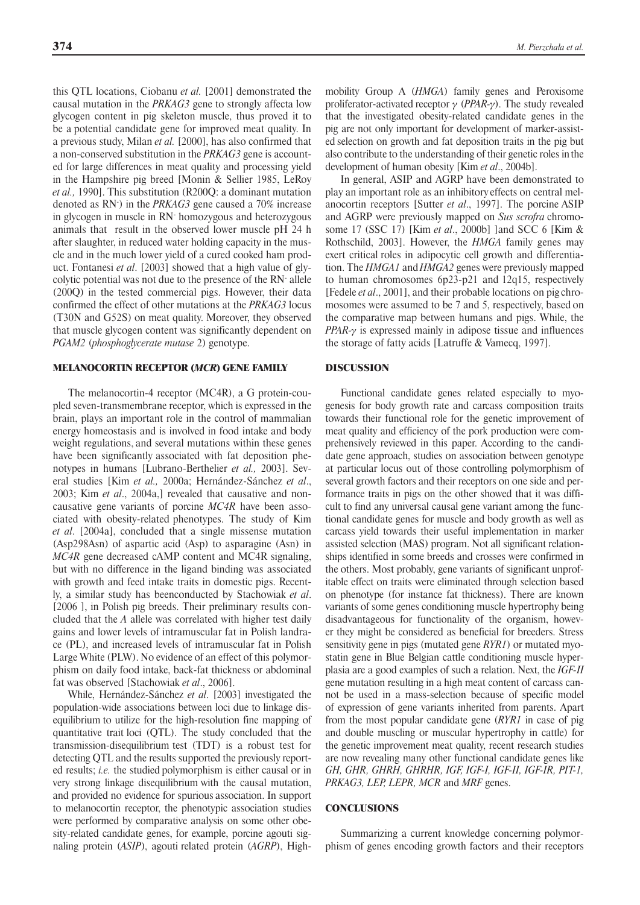this QTL locations, Ciobanu *et al.* [2001] demonstrated the causal mutation in the *PRKAG3* gene to strongly affecta low glycogen content in pig skeleton muscle, thus proved it to be a potential candidate gene for improved meat quality. In a previous study, Milan *et al.* [2000], has also confirmed that a non-conserved substitution in the *PRKAG3* gene is accounted for large differences in meat quality and processing yield in the Hampshire pig breed [Monin & Sellier 1985, LeRoy *et al.,* 1990]. This substitution (R200Q: a dominant mutation denoted as RN$^{-}$) in the *PRKAG3* gene caused a 70% increase in glycogen in muscle in RN$^{-}$ homozygous and heterozygous animals that result in the observed lower muscle pH 24 h after slaughter, in reduced water holding capacity in the muscle and in the much lower yield of a cured cooked ham product. Fontanesi *et al*. [2003] showed that a high value of glycolytic potential was not due to the presence of the RN$^{-}$ allele (200Q) in the tested commercial pigs. However, their data confirmed the effect of other mutations at the *PRKAG3* locus (T30N and G52S) on meat quality. Moreover, they observed that muscle glycogen content was significantly dependent on *PGAM2* (*phosphoglycerate mutase* 2) genotype.

## MELANOCORTIN RECEPTOR (*MCR*) GENE FAMILY

The melanocortin-4 receptor (MC4R), a G protein-coupled seven-transmembrane receptor, which is expressed in the brain, plays an important role in the control of mammalian energy homeostasis and is involved in food intake and body weight regulations, and several mutations within these genes have been significantly associated with fat deposition phenotypes in humans [Lubrano-Berthelier *et al.,* 2003]. Several studies [Kim *et al.,* 2000a; Hernández-Sánchez *et al*., 2003; Kim *et al*., 2004a,] revealed that causative and non-causative gene variants of porcine *MC4R* have been associated with obesity-related phenotypes. The study of Kim *et al*. [2004a], concluded that a single missense mutation (Asp298Asn) of aspartic acid (Asp) to asparagine (Asn) in *MC4R* gene decreased cAMP content and MC4R signaling, but with no difference in the ligand binding was associated with growth and feed intake traits in domestic pigs. Recently, a similar study has beenconducted by Stachowiak *et al*. [2006 ], in Polish pig breeds. Their preliminary results concluded that the *A* allele was correlated with higher test daily gains and lower levels of intramuscular fat in Polish landrace (PL), and increased levels of intramuscular fat in Polish Large White (PLW). No evidence of an effect of this polymorphism on daily food intake, back-fat thickness or abdominal fat was observed [Stachowiak *et al*., 2006].

While, Hernández-Sánchez *et al*. [2003] investigated the population-wide associations between loci due to linkage disequilibrium to utilize for the high-resolution fine mapping of quantitative trait loci (QTL). The study concluded that the transmission-disequilibrium test (TDT) is a robust test for detecting QTL and the results supported the previously reported results; *i.e.* the studied polymorphism is either causal or in very strong linkage disequilibrium with the causal mutation, and provided no evidence for spurious association. In support to melanocortin receptor, the phenotypic association studies were performed by comparative analysis on some other obesity-related candidate genes, for example, porcine agouti signaling protein (*ASIP*), agouti related protein (*AGRP*), High-mobility Group A (*HMGA*) family genes and Peroxisome proliferator-activated receptor $\gamma$ (*PPAR-*$\gamma$). The study revealed that the investigated obesity-related candidate genes in the pig are not only important for development of marker-assisted selection on growth and fat deposition traits in the pig but also contribute to the understanding of their genetic roles in the development of human obesity [Kim *et al*., 2004b].

In general, ASIP and AGRP have been demonstrated to play an important role as an inhibitory effects on central melanocortin receptors [Sutter *et al*., 1997]. The porcine ASIP and AGRP were previously mapped on *Sus scrofra* chromosome 17 (SSC 17) [Kim *et al*., 2000b] ]and SCC 6 [Kim & Rothschild, 2003]. However, the *HMGA* family genes may exert critical roles in adipocytic cell growth and differentiation. The *HMGA1* and *HMGA2* genes were previously mapped to human chromosomes 6p23-p21 and 12q15, respectively [Fedele *et al*., 2001], and their probable locations on pig chromosomes were assumed to be 7 and 5, respectively, based on the comparative map between humans and pigs. While, the *PPAR-*$\gamma$ is expressed mainly in adipose tissue and influences the storage of fatty acids [Latruffe & Vamecq, 1997].

## DISCUSSION

Functional candidate genes related especially to myogenesis for body growth rate and carcass composition traits towards their functional role for the genetic improvement of meat quality and efficiency of the pork production were comprehensively reviewed in this paper. According to the candidate gene approach, studies on association between genotype at particular locus out of those controlling polymorphism of several growth factors and their receptors on one side and performance traits in pigs on the other showed that it was difficult to find any universal causal gene variant among the functional candidate genes for muscle and body growth as well as carcass yield towards their useful implementation in marker assisted selection (MAS) program. Not all significant relationships identified in some breeds and crosses were confirmed in the others. Most probably, gene variants of significant unprofitable effect on traits were eliminated through selection based on phenotype (for instance fat thickness). There are known variants of some genes conditioning muscle hypertrophy being disadvantageous for functionality of the organism, however they might be considered as beneficial for breeders. Stress sensitivity gene in pigs (mutated gene *RYR1*) or mutated myostatin gene in Blue Belgian cattle conditioning muscle hyperplasia are a good examples of such a relation. Next, the *IGF-II* gene mutation resulting in a high meat content of carcass cannot be used in a mass-selection because of specific model of expression of gene variants inherited from parents. Apart from the most popular candidate gene (*RYR1* in case of pig and double muscling or muscular hypertrophy in cattle) for the genetic improvement meat quality, recent research studies are now revealing many other functional candidate genes like *GH, GHR, GHRH, GHRHR, IGF, IGF-I, IGF-II, IGF-IR, PIT-1, PRKAG3, LEP, LEPR, MCR* and *MRF* genes.

## CONCLUSIONS

Summarizing a current knowledge concerning polymorphism of genes encoding growth factors and their receptors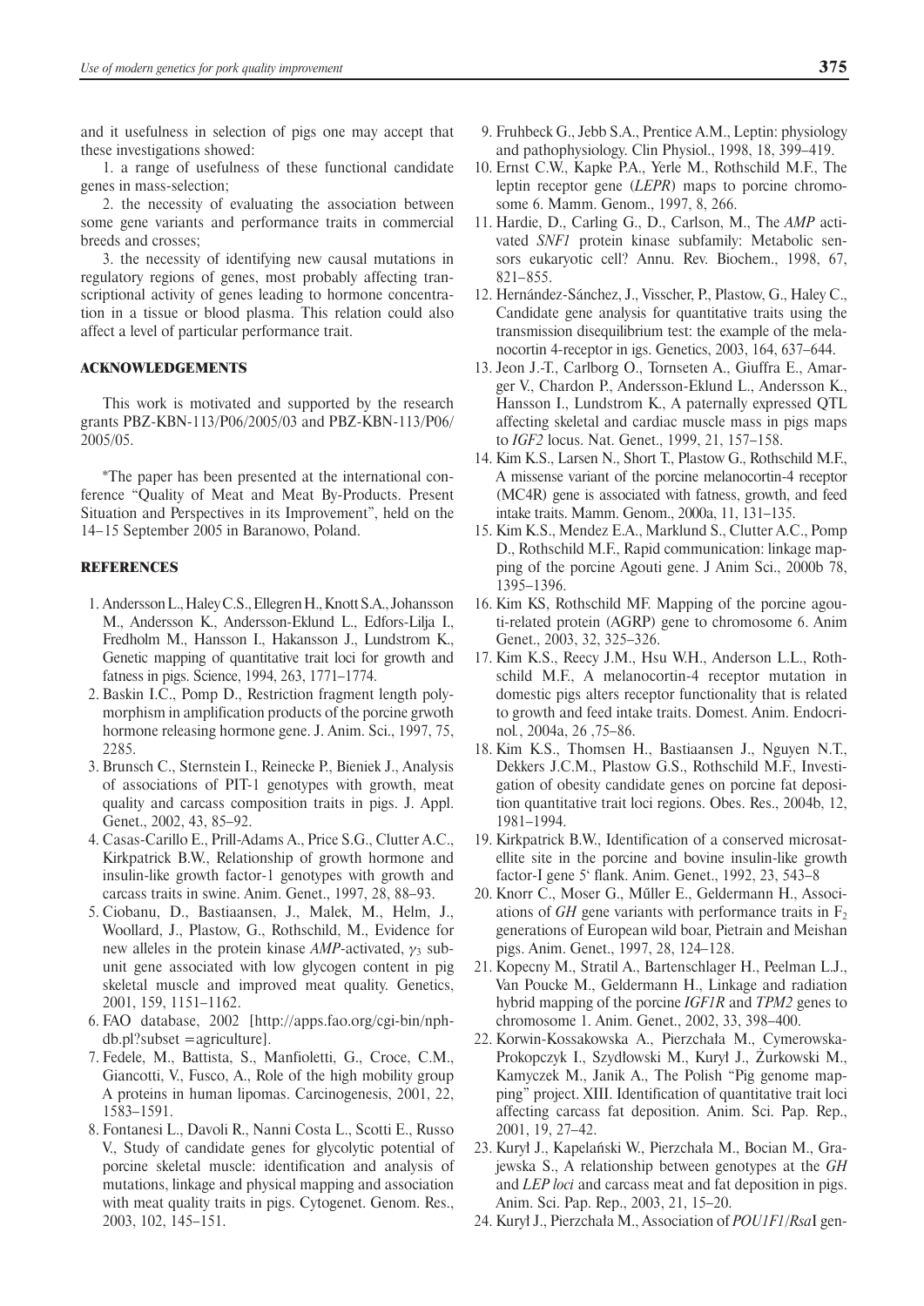and it usefulness in selection of pigs one may accept that these investigations showed:

1. a range of usefulness of these functional candidate genes in mass-selection;

2. the necessity of evaluating the association between some gene variants and performance traits in commercial breeds and crosses;

3. the necessity of identifying new causal mutations in regulatory regions of genes, most probably affecting transcriptional activity of genes leading to hormone concentration in a tissue or blood plasma. This relation could also affect a level of particular performance trait.

## ACKNOWLEDGEMENTS

This work is motivated and supported by the research grants PBZ-KBN-113/P06/2005/03 and PBZ-KBN-113/P06/2005/05.

*The paper has been presented at the international conference "Quality of Meat and Meat By-Products. Present Situation and Perspectives in its Improvement", held on the 14–15 September 2005 in Baranowo, Poland.

## REFERENCES

1. Andersson L., Haley C.S., Ellegren H., Knott S.A., Johansson M., Andersson K., Andersson-Eklund L., Edfors-Lilja I., Fredholm M., Hansson I., Hakansson J., Lundstrom K., Genetic mapping of quantitative trait loci for growth and fatness in pigs. Science, 1994, 263, 1771–1774.
2. Baskin I.C., Pomp D., Restriction fragment length polymorphism in amplification products of the porcine grwoth hormone releasing hormone gene. J. Anim. Sci., 1997, 75, 2285.
3. Brunsch C., Sternstein I., Reinecke P., Bieniek J., Analysis of associations of PIT-1 genotypes with growth, meat quality and carcass composition traits in pigs. J. Appl. Genet., 2002, 43, 85–92.
4. Casas-Carillo E., Prill-Adams A., Price S.G., Clutter A.C., Kirkpatrick B.W., Relationship of growth hormone and insulin-like growth factor-1 genotypes with growth and carcass traits in swine. Anim. Genet., 1997, 28, 88–93.
5. Ciobanu, D., Bastiaansen, J., Malek, M., Helm, J., Woollard, J., Plastow, G., Rothschild, M., Evidence for new alleles in the protein kinase *AMP*-activated, $\gamma_3$ subunit gene associated with low glycogen content in pig skeletal muscle and improved meat quality. Genetics, 2001, 159, 1151–1162.
6. FAO database, 2002 [http://apps.fao.org/cgi-bin/nph-db.pl?subset =agriculture].
7. Fedele, M., Battista, S., Manfioletti, G., Croce, C.M., Giancotti, V., Fusco, A., Role of the high mobility group A proteins in human lipomas. Carcinogenesis, 2001, 22, 1583–1591.
8. Fontanesi L., Davoli R., Nanni Costa L., Scotti E., Russo V., Study of candidate genes for glycolytic potential of porcine skeletal muscle: identification and analysis of mutations, linkage and physical mapping and association with meat quality traits in pigs. Cytogenet. Genom. Res., 2003, 102, 145–151.
9. Fruhbeck G., Jebb S.A., Prentice A.M., Leptin: physiology and pathophysiology. Clin Physiol., 1998, 18, 399–419.
10. Ernst C.W., Kapke P.A., Yerle M., Rothschild M.F., The leptin receptor gene (*LEPR*) maps to porcine chromosome 6. Mamm. Genom., 1997, 8, 266.
11. Hardie, D., Carling G., D., Carlson, M., The *AMP* activated *SNF1* protein kinase subfamily: Metabolic sensors eukaryotic cell? Annu. Rev. Biochem., 1998, 67, 821–855.
12. Hernández-Sánchez, J., Visscher, P., Plastow, G., Haley C., Candidate gene analysis for quantitative traits using the transmission disequilibrium test: the example of the melanocortin 4-receptor in igs. Genetics, 2003, 164, 637–644.
13. Jeon J.-T., Carlborg O., Tornseten A., Giuffra E., Amarger V., Chardon P., Andersson-Eklund L., Andersson K., Hansson I., Lundstrom K., A paternally expressed QTL affecting skeletal and cardiac muscle mass in pigs maps to *IGF2* locus. Nat. Genet., 1999, 21, 157–158.
14. Kim K.S., Larsen N., Short T., Plastow G., Rothschild M.F., A missense variant of the porcine melanocortin-4 receptor (MC4R) gene is associated with fatness, growth, and feed intake traits. Mamm. Genom., 2000a, 11, 131–135.
15. Kim K.S., Mendez E.A., Marklund S., Clutter A.C., Pomp D., Rothschild M.F., Rapid communication: linkage mapping of the porcine Agouti gene. J Anim Sci., 2000b 78, 1395–1396.
16. Kim KS, Rothschild MF. Mapping of the porcine agouti-related protein (AGRP) gene to chromosome 6. Anim Genet., 2003, 32, 325–326.
17. Kim K.S., Reecy J.M., Hsu W.H., Anderson L.L., Rothschild M.F., A melanocortin-4 receptor mutation in domestic pigs alters receptor functionality that is related to growth and feed intake traits. Domest. Anim. Endocrinol., 2004a, 26 ,75–86.
18. Kim K.S., Thomsen H., Bastiaansen J., Nguyen N.T., Dekkers J.C.M., Plastow G.S., Rothschild M.F., Investigation of obesity candidate genes on porcine fat deposition quantitative trait loci regions. Obes. Res., 2004b, 12, 1981–1994.
19. Kirkpatrick B.W., Identification of a conserved microsatellite site in the porcine and bovine insulin-like growth factor-I gene 5' flank. Anim. Genet., 1992, 23, 543–8
20. Knorr C., Moser G., Műller E., Geldermann H., Associations of *GH* gene variants with performance traits in $F_2$ generations of European wild boar, Pietrain and Meishan pigs. Anim. Genet., 1997, 28, 124–128.
21. Kopecny M., Stratil A., Bartenschlager H., Peelman L.J., Van Poucke M., Geldermann H., Linkage and radiation hybrid mapping of the porcine *IGF1R* and *TPM2* genes to chromosome 1. Anim. Genet., 2002, 33, 398–400.
22. Korwin-Kossakowska A., Pierzchała M., Cymerowska-Prokopczyk I., Szydłowski M., Kuryl J., Żurkowski M., Kamyczek M., Janik A., The Polish "Pig genome mapping" project. XIII. Identification of quantitative trait loci affecting carcass fat deposition. Anim. Sci. Pap. Rep., 2001, 19, 27–42.
23. Kuryl J., Kapelański W., Pierzchała M., Bocian M., Grajewska S., A relationship between genotypes at the *GH* and *LEP loci* and carcass meat and fat deposition in pigs. Anim. Sci. Pap. Rep., 2003, 21, 15–20.
24. Kuryl J., Pierzchała M., Association of *POU1F1*/*Rsa*I gen-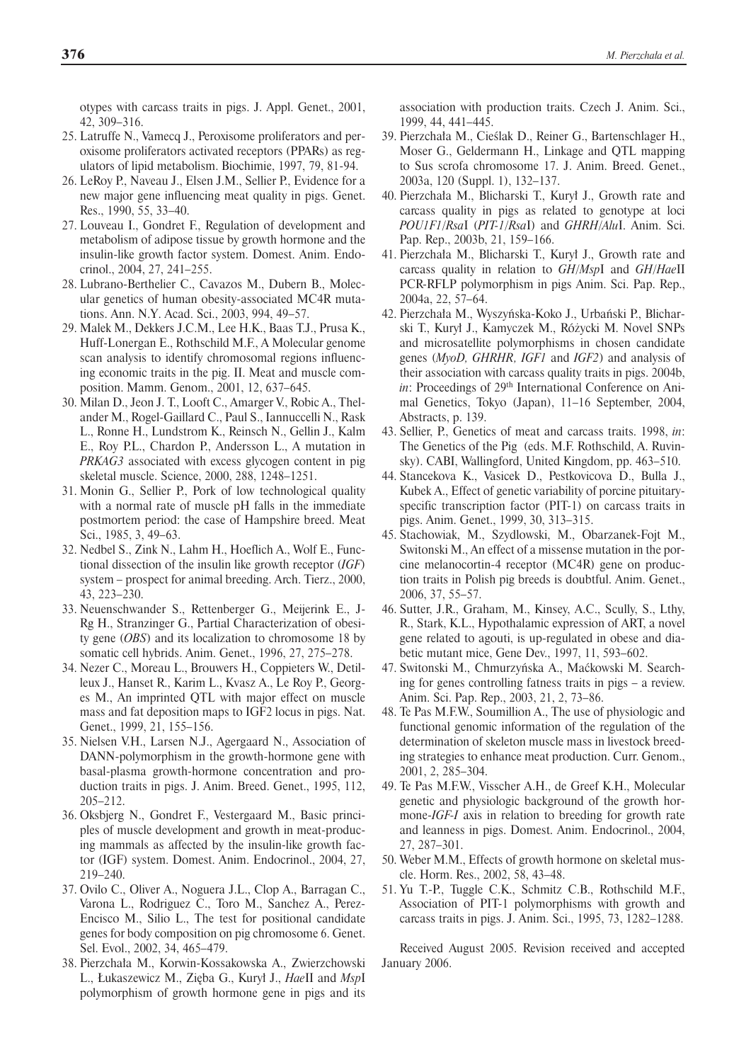otypes with carcass traits in pigs. J. Appl. Genet., 2001, 42, 309–316.

25. Latruffe N., Vamecq J., Peroxisome proliferators and peroxisome proliferators activated receptors (PPARs) as regulators of lipid metabolism. Biochimie, 1997, 79, 81-94.
26. LeRoy P., Naveau J., Elsen J.M., Sellier P., Evidence for a new major gene influencing meat quality in pigs. Genet. Res., 1990, 55, 33–40.
27. Louveau I., Gondret F., Regulation of development and metabolism of adipose tissue by growth hormone and the insulin-like growth factor system. Domest. Anim. Endocrinol., 2004, 27, 241–255.
28. Lubrano-Berthelier C., Cavazos M., Dubern B., Molecular genetics of human obesity-associated MC4R mutations. Ann. N.Y. Acad. Sci., 2003, 994, 49–57.
29. Malek M., Dekkers J.C.M., Lee H.K., Baas T.J., Prusa K., Huff-Lonergan E., Rothschild M.F., A Molecular genome scan analysis to identify chromosomal regions influencing economic traits in the pig. II. Meat and muscle composition. Mamm. Genom., 2001, 12, 637–645.
30. Milan D., Jeon J. T., Looft C., Amarger V., Robic A., Thelander M., Rogel-Gaillard C., Paul S., Iannuccelli N., Rask L., Ronne H., Lundstrom K., Reinsch N., Gellin J., Kalm E., Roy P.L., Chardon P., Andersson L., A mutation in *PRKAG3* associated with excess glycogen content in pig skeletal muscle. Science, 2000, 288, 1248–1251.
31. Monin G., Sellier P., Pork of low technological quality with a normal rate of muscle pH falls in the immediate postmortem period: the case of Hampshire breed. Meat Sci., 1985, 3, 49–63.
32. Nedbel S., Zink N., Lahm H., Hoeflich A., Wolf E., Functional dissection of the insulin like growth receptor (*IGF*) system – prospect for animal breeding. Arch. Tierz., 2000, 43, 223–230.
33. Neuenschwander S., Rettenberger G., Meijerink E., J-Rg H., Stranzinger G., Partial Characterization of obesity gene (*OBS*) and its localization to chromosome 18 by somatic cell hybrids. Anim. Genet., 1996, 27, 275–278.
34. Nezer C., Moreau L., Brouwers H., Coppieters W., Detilleux J., Hanset R., Karim L., Kvasz A., Le Roy P., Georges M., An imprinted QTL with major effect on muscle mass and fat deposition maps to IGF2 locus in pigs. Nat. Genet., 1999, 21, 155–156.
35. Nielsen V.H., Larsen N.J., Agergaard N., Association of DANN-polymorphism in the growth-hormone gene with basal-plasma growth-hormone concentration and production traits in pigs. J. Anim. Breed. Genet., 1995, 112, 205–212.
36. Oksbjerg N., Gondret F., Vestergaard M., Basic principles of muscle development and growth in meat-producing mammals as affected by the insulin-like growth factor (IGF) system. Domest. Anim. Endocrinol., 2004, 27, 219–240.
37. Ovilo C., Oliver A., Noguera J.L., Clop A., Barragan C., Varona L., Rodriguez C., Toro M., Sanchez A., Perez-Encisco M., Silio L., The test for positional candidate genes for body composition on pig chromosome 6. Genet. Sel. Evol., 2002, 34, 465–479.
38. Pierzchała M., Korwin-Kossakowska A., Zwierzchowski L., Łukaszewicz M., Zięba G., Kurył J., *Hae*II and *Msp*I polymorphism of growth hormone gene in pigs and its association with production traits. Czech J. Anim. Sci., 1999, 44, 441–445.
39. Pierzchała M., Cieślak D., Reiner G., Bartenschlager H., Moser G., Geldermann H., Linkage and QTL mapping to Sus scrofa chromosome 17. J. Anim. Breed. Genet., 2003a, 120 (Suppl. 1), 132–137.
40. Pierzchała M., Blicharski T., Kurył J., Growth rate and carcass quality in pigs as related to genotype at loci *POU1F1/Rsa*I (*PIT-1/Rsa*I) and *GHRH/Alu*I. Anim. Sci. Pap. Rep., 2003b, 21, 159–166.
41. Pierzchała M., Blicharski T., Kurył J., Growth rate and carcass quality in relation to *GH/Msp*I and *GH/Hae*II PCR-RFLP polymorphism in pigs Anim. Sci. Pap. Rep., 2004a, 22, 57–64.
42. Pierzchała M., Wyszyńska-Koko J., Urbański P., Blicharski T., Kurył J., Kamyczek M., Różycki M. Novel SNPs and microsatellite polymorphisms in chosen candidate genes (*MyoD, GHRHR, IGF1* and *IGF2*) and analysis of their association with carcass quality traits in pigs. 2004b, *in*: Proceedings of 29th International Conference on Animal Genetics, Tokyo (Japan), 11–16 September, 2004, Abstracts, p. 139.
43. Sellier, P., Genetics of meat and carcass traits. 1998, *in*: The Genetics of the Pig (eds. M.F. Rothschild, A. Ruvinsky). CABI, Wallingford, United Kingdom, pp. 463–510.
44. Stancekova K., Vasicek D., Pestkovicova D., Bulla J., Kubek A., Effect of genetic variability of porcine pituitary-specific transcription factor (PIT-1) on carcass traits in pigs. Anim. Genet., 1999, 30, 313–315.
45. Stachowiak, M., Szydlowski, M., Obarzanek-Fojt M., Switonski M., An effect of a missense mutation in the porcine melanocortin-4 receptor (MC4R) gene on production traits in Polish pig breeds is doubtful. Anim. Genet., 2006, 37, 55–57.
46. Sutter, J.R., Graham, M., Kinsey, A.C., Scully, S., Lthy, R., Stark, K.L., Hypothalamic expression of ART, a novel gene related to agouti, is up-regulated in obese and diabetic mutant mice, Gene Dev., 1997, 11, 593–602.
47. Switonski M., Chmurzyńska A., Maćkowski M. Searching for genes controlling fatness traits in pigs – a review. Anim. Sci. Pap. Rep., 2003, 21, 2, 73–86.
48. Te Pas M.F.W., Soumillion A., The use of physiologic and functional genomic information of the regulation of the determination of skeleton muscle mass in livestock breeding strategies to enhance meat production. Curr. Genom., 2001, 2, 285–304.
49. Te Pas M.F.W., Visscher A.H., de Greef K.H., Molecular genetic and physiologic background of the growth hormone-*IGF-I* axis in relation to breeding for growth rate and leanness in pigs. Domest. Anim. Endocrinol., 2004, 27, 287–301.
50. Weber M.M., Effects of growth hormone on skeletal muscle. Horm. Res., 2002, 58, 43–48.
51. Yu T.-P., Tuggle C.K., Schmitz C.B., Rothschild M.F., Association of PIT-1 polymorphisms with growth and carcass traits in pigs. J. Anim. Sci., 1995, 73, 1282–1288.

Received August 2005. Revision received and accepted January 2006.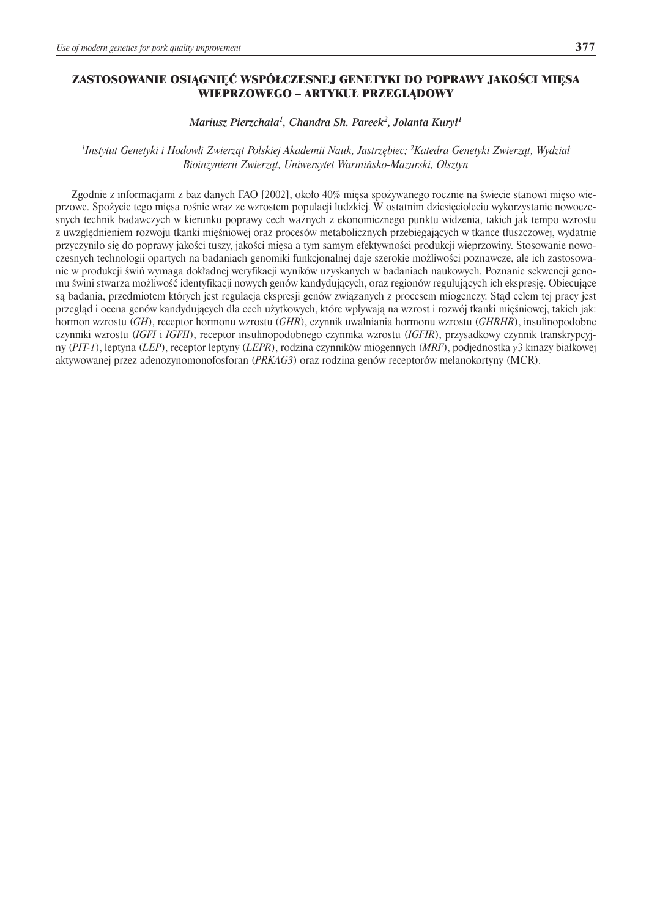## ZASTOSOWANIE OSIĄGNIĘĆ WSPÓŁCZESNEJ GENETYKI DO POPRAWY JAKOŚCI MIĘSA WIEPRZOWEGO – ARTYKUŁ PRZEGLĄDOWY

*Mariusz Pierzchała[1], Chandra Sh. Pareek[2], Jolanta Kurył[1]*

*[1]Instytut Genetyki i Hodowli Zwierząt Polskiej Akademii Nauk, Jastrzębiec; [2]Katedra Genetyki Zwierząt, Wydział Bioinżynierii Zwierząt, Uniwersytet Warmińsko-Mazurski, Olsztyn*

Zgodnie z informacjami z baz danych FAO [2002], około 40% mięsa spożywanego rocznie na świecie stanowi mięso wieprzowe. Spożycie tego mięsa rośnie wraz ze wzrostem populacji ludzkiej. W ostatnim dziesięcioleciu wykorzystanie nowoczesnych technik badawczych w kierunku poprawy cech ważnych z ekonomicznego punktu widzenia, takich jak tempo wzrostu z uwzględnieniem rozwoju tkanki mięśniowej oraz procesów metabolicznych przebiegających w tkance tłuszczowej, wydatnie przyczyniło się do poprawy jakości tuszy, jakości mięsa a tym samym efektywności produkcji wieprzowiny. Stosowanie nowoczesnych technologii opartych na badaniach genomiki funkcjonalnej daje szerokie możliwości poznawcze, ale ich zastosowanie w produkcji świń wymaga dokładnej weryfikacji wyników uzyskanych w badaniach naukowych. Poznanie sekwencji genomu świni stwarza możliwość identyfikacji nowych genów kandydujących, oraz regionów regulujących ich ekspresję. Obiecujące są badania, przedmiotem których jest regulacja ekspresji genów związanych z procesem miogenezy. Stąd celem tej pracy jest przegląd i ocena genów kandydujących dla cech użytkowych, które wpływają na wzrost i rozwój tkanki mięśniowej, takich jak: hormon wzrostu (*GH*), receptor hormonu wzrostu (*GHR*), czynnik uwalniania hormonu wzrostu (*GHRHR*), insulinopodobne czynniki wzrostu (*IGFI* i *IGFII*), receptor insulinopodobnego czynnika wzrostu (*IGFIR*), przysadkowy czynnik transkrypcyjny (*PIT-1*), leptyna (*LEP*), receptor leptyny (*LEPR*), rodzina czynników miogennych (*MRF*), podjednostka $\gamma$3 kinazy białkowej aktywowanej przez adenozynomonofosforan (*PRKAG3*) oraz rodzina genów receptorów melanokortyny (MCR).